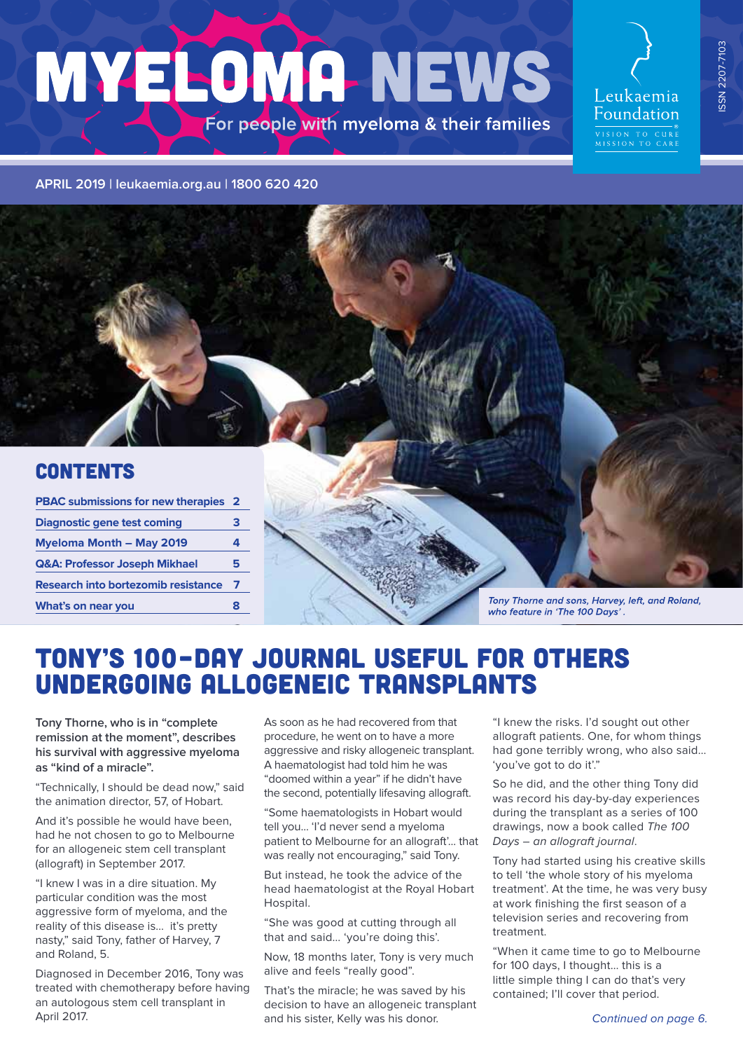# MYELOMA NEWS

For people with myeloma & their families

Leukaemia Foundation

VISION TO CURE
MISSION TO CARE

ISSN 2207-7103

APRIL 2019 | leukaemia.org.au | 1800 620 420

## CONTENTS

| | |
|---|---|
| PBAC submissions for new therapies | 2 |
| Diagnostic gene test coming | 3 |
| Myeloma Month – May 2019 | 4 |
| Q&A: Professor Joseph Mikhael | 5 |
| Research into bortezomib resistance | 7 |
| What's on near you | 8 |

*Tony Thorne and sons, Harvey, left, and Roland, who feature in 'The 100 Days'.*

# TONY'S 100-DAY JOURNAL USEFUL FOR OTHERS UNDERGOING ALLOGENEIC TRANSPLANTS

**Tony Thorne, who is in "complete remission at the moment", describes his survival with aggressive myeloma as "kind of a miracle".**

"Technically, I should be dead now," said the animation director, 57, of Hobart.

And it's possible he would have been, had he not chosen to go to Melbourne for an allogeneic stem cell transplant (allograft) in September 2017.

"I knew I was in a dire situation. My particular condition was the most aggressive form of myeloma, and the reality of this disease is... it's pretty nasty," said Tony, father of Harvey, 7 and Roland, 5.

Diagnosed in December 2016, Tony was treated with chemotherapy before having an autologous stem cell transplant in April 2017.

As soon as he had recovered from that procedure, he went on to have a more aggressive and risky allogeneic transplant. A haematologist had told him he was "doomed within a year" if he didn't have the second, potentially lifesaving allograft.

"Some haematologists in Hobart would tell you... 'I'd never send a myeloma patient to Melbourne for an allograft'... that was really not encouraging," said Tony.

But instead, he took the advice of the head haematologist at the Royal Hobart Hospital.

"She was good at cutting through all that and said... 'you're doing this'.

Now, 18 months later, Tony is very much alive and feels "really good".

That's the miracle; he was saved by his decision to have an allogeneic transplant and his sister, Kelly was his donor.

"I knew the risks. I'd sought out other allograft patients. One, for whom things had gone terribly wrong, who also said... 'you've got to do it'."

So he did, and the other thing Tony did was record his day-by-day experiences during the transplant as a series of 100 drawings, now a book called *The 100 Days – an allograft journal*.

Tony had started using his creative skills to tell 'the whole story of his myeloma treatment'. At the time, he was very busy at work finishing the first season of a television series and recovering from treatment.

"When it came time to go to Melbourne for 100 days, I thought... this is a little simple thing I can do that's very contained; I'll cover that period.

*Continued on page 6.*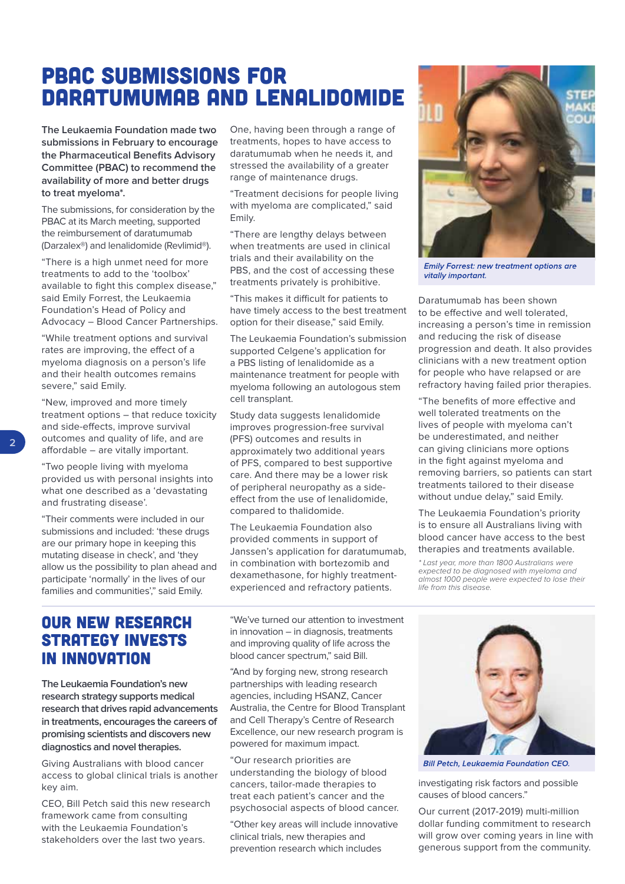# PBAC SUBMISSIONS FOR DARATUMUMAB AND LENALIDOMIDE

**The Leukaemia Foundation made two submissions in February to encourage the Pharmaceutical Benefits Advisory Committee (PBAC) to recommend the availability of more and better drugs to treat myeloma\*.**

The submissions, for consideration by the PBAC at its March meeting, supported the reimbursement of daratumumab (Darzalex®) and lenalidomide (Revlimid®).

"There is a high unmet need for more treatments to add to the 'toolbox' available to fight this complex disease," said Emily Forrest, the Leukaemia Foundation's Head of Policy and Advocacy – Blood Cancer Partnerships.

"While treatment options and survival rates are improving, the effect of a myeloma diagnosis on a person's life and their health outcomes remains severe," said Emily.

"New, improved and more timely treatment options – that reduce toxicity and side-effects, improve survival outcomes and quality of life, and are affordable – are vitally important.

"Two people living with myeloma provided us with personal insights into what one described as a 'devastating and frustrating disease'.

"Their comments were included in our submissions and included: 'these drugs are our primary hope in keeping this mutating disease in check', and 'they allow us the possibility to plan ahead and participate 'normally' in the lives of our families and communities'," said Emily.

One, having been through a range of treatments, hopes to have access to daratumumab when he needs it, and stressed the availability of a greater range of maintenance drugs.

"Treatment decisions for people living with myeloma are complicated," said Emily.

"There are lengthy delays between when treatments are used in clinical trials and their availability on the PBS, and the cost of accessing these treatments privately is prohibitive.

"This makes it difficult for patients to have timely access to the best treatment option for their disease," said Emily.

The Leukaemia Foundation's submission supported Celgene's application for a PBS listing of lenalidomide as a maintenance treatment for people with myeloma following an autologous stem cell transplant.

Study data suggests lenalidomide improves progression-free survival (PFS) outcomes and results in approximately two additional years of PFS, compared to best supportive care. And there may be a lower risk of peripheral neuropathy as a side-effect from the use of lenalidomide, compared to thalidomide.

The Leukaemia Foundation also provided comments in support of Janssen's application for daratumumab, in combination with bortezomib and dexamethasone, for highly treatment-experienced and refractory patients.

*Emily Forrest: new treatment options are vitally important.*

Daratumumab has been shown to be effective and well tolerated, increasing a person's time in remission and reducing the risk of disease progression and death. It also provides clinicians with a new treatment option for people who have relapsed or are refractory having failed prior therapies.

"The benefits of more effective and well tolerated treatments on the lives of people with myeloma can't be underestimated, and neither can giving clinicians more options in the fight against myeloma and removing barriers, so patients can start treatments tailored to their disease without undue delay," said Emily.

The Leukaemia Foundation's priority is to ensure all Australians living with blood cancer have access to the best therapies and treatments available.

*\* Last year, more than 1800 Australians were expected to be diagnosed with myeloma and almost 1000 people were expected to lose their life from this disease.*

# OUR NEW RESEARCH STRATEGY INVESTS IN INNOVATION

**The Leukaemia Foundation's new research strategy supports medical research that drives rapid advancements in treatments, encourages the careers of promising scientists and discovers new diagnostics and novel therapies.**

Giving Australians with blood cancer access to global clinical trials is another key aim.

CEO, Bill Petch said this new research framework came from consulting with the Leukaemia Foundation's stakeholders over the last two years.

"We've turned our attention to investment in innovation – in diagnosis, treatments and improving quality of life across the blood cancer spectrum," said Bill.

"And by forging new, strong research partnerships with leading research agencies, including HSANZ, Cancer Australia, the Centre for Blood Transplant and Cell Therapy's Centre of Research Excellence, our new research program is powered for maximum impact.

"Our research priorities are understanding the biology of blood cancers, tailor-made therapies to treat each patient's cancer and the psychosocial aspects of blood cancer.

"Other key areas will include innovative clinical trials, new therapies and prevention research which includes investigating risk factors and possible causes of blood cancers."

*Bill Petch, Leukaemia Foundation CEO.*

Our current (2017-2019) multi-million dollar funding commitment to research will grow over coming years in line with generous support from the community.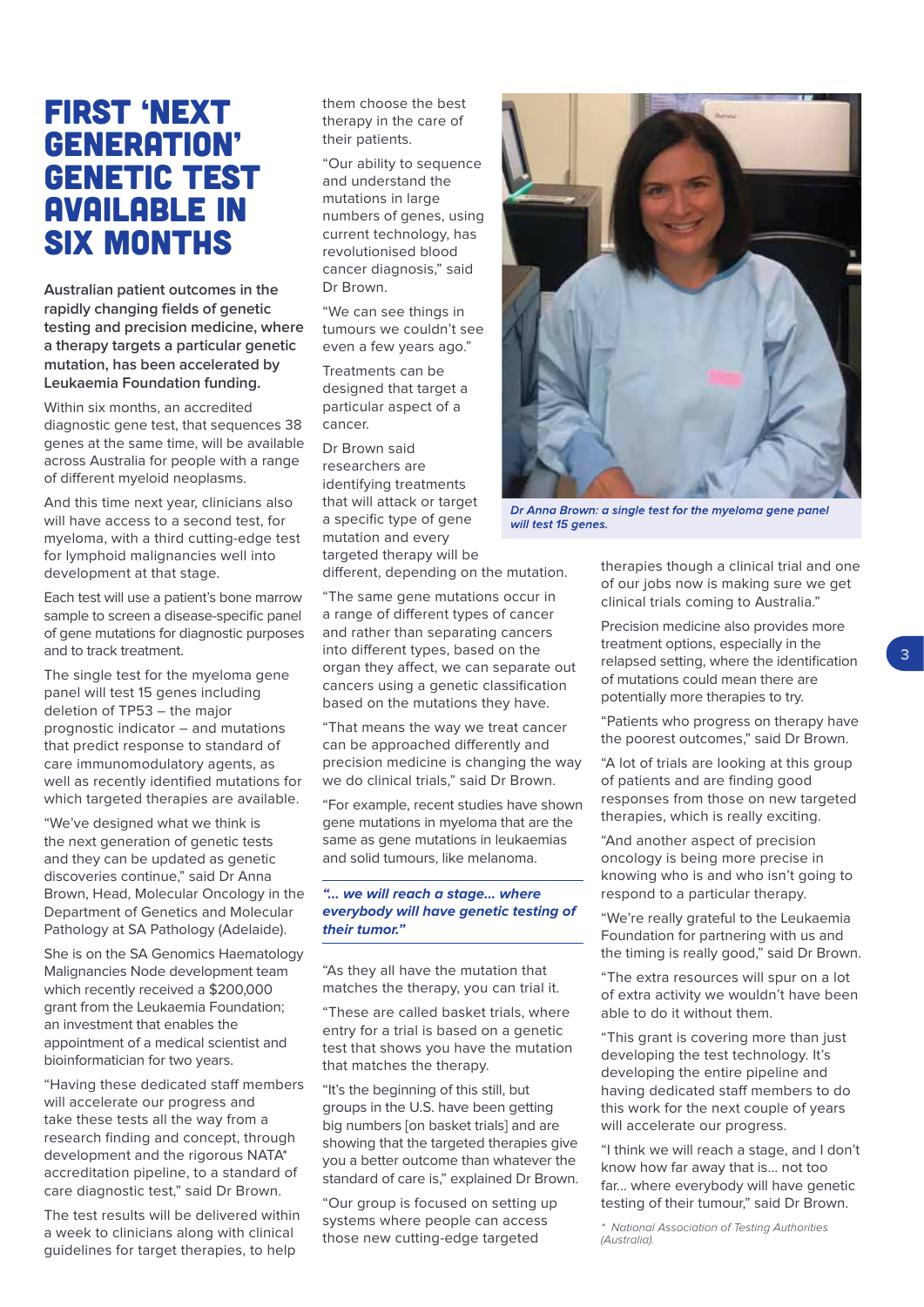# FIRST 'NEXT GENERATION' GENETIC TEST AVAILABLE IN SIX MONTHS

**Australian patient outcomes in the rapidly changing fields of genetic testing and precision medicine, where a therapy targets a particular genetic mutation, has been accelerated by Leukaemia Foundation funding.**

Within six months, an accredited diagnostic gene test, that sequences 38 genes at the same time, will be available across Australia for people with a range of different myeloid neoplasms.

And this time next year, clinicians also will have access to a second test, for myeloma, with a third cutting-edge test for lymphoid malignancies well into development at that stage.

Each test will use a patient's bone marrow sample to screen a disease-specific panel of gene mutations for diagnostic purposes and to track treatment.

The single test for the myeloma gene panel will test 15 genes including deletion of TP53 – the major prognostic indicator – and mutations that predict response to standard of care immunomodulatory agents, as well as recently identified mutations for which targeted therapies are available.

"We've designed what we think is the next generation of genetic tests and they can be updated as genetic discoveries continue," said Dr Anna Brown, Head, Molecular Oncology in the Department of Genetics and Molecular Pathology at SA Pathology (Adelaide).

She is on the SA Genomics Haematology Malignancies Node development team which recently received a $200,000 grant from the Leukaemia Foundation; an investment that enables the appointment of a medical scientist and bioinformatician for two years.

"Having these dedicated staff members will accelerate our progress and take these tests all the way from a research finding and concept, through development and the rigorous NATA* accreditation pipeline, to a standard of care diagnostic test," said Dr Brown.

The test results will be delivered within a week to clinicians along with clinical guidelines for target therapies, to help them choose the best therapy in the care of their patients.

"Our ability to sequence and understand the mutations in large numbers of genes, using current technology, has revolutionised blood cancer diagnosis," said Dr Brown.

"We can see things in tumours we couldn't see even a few years ago."

Treatments can be designed that target a particular aspect of a cancer.

Dr Brown said researchers are identifying treatments that will attack or target a specific type of gene mutation and every targeted therapy will be different, depending on the mutation.

"The same gene mutations occur in a range of different types of cancer and rather than separating cancers into different types, based on the organ they affect, we can separate out cancers using a genetic classification based on the mutations they have.

"That means the way we treat cancer can be approached differently and precision medicine is changing the way we do clinical trials," said Dr Brown.

"For example, recent studies have shown gene mutations in myeloma that are the same as gene mutations in leukaemias and solid tumours, like melanoma.

> ***"... we will reach a stage... where everybody will have genetic testing of their tumor."***

"As they all have the mutation that matches the therapy, you can trial it.

"These are called basket trials, where entry for a trial is based on a genetic test that shows you have the mutation that matches the therapy.

"It's the beginning of this still, but groups in the U.S. have been getting big numbers [on basket trials] and are showing that the targeted therapies give you a better outcome than whatever the standard of care is," explained Dr Brown.

"Our group is focused on setting up systems where people can access those new cutting-edge targeted therapies though a clinical trial and one of our jobs now is making sure we get clinical trials coming to Australia."

*Dr Anna Brown: a single test for the myeloma gene panel will test 15 genes.*

Precision medicine also provides more treatment options, especially in the relapsed setting, where the identification of mutations could mean there are potentially more therapies to try.

"Patients who progress on therapy have the poorest outcomes," said Dr Brown.

"A lot of trials are looking at this group of patients and are finding good responses from those on new targeted therapies, which is really exciting.

"And another aspect of precision oncology is being more precise in knowing who is and who isn't going to respond to a particular therapy.

"We're really grateful to the Leukaemia Foundation for partnering with us and the timing is really good," said Dr Brown.

"The extra resources will spur on a lot of extra activity we wouldn't have been able to do it without them.

"This grant is covering more than just developing the test technology. It's developing the entire pipeline and having dedicated staff members to do this work for the next couple of years will accelerate our progress.

"I think we will reach a stage, and I don't know how far away that is... not too far... where everybody will have genetic testing of their tumour," said Dr Brown.

*\* National Association of Testing Authorities (Australia).*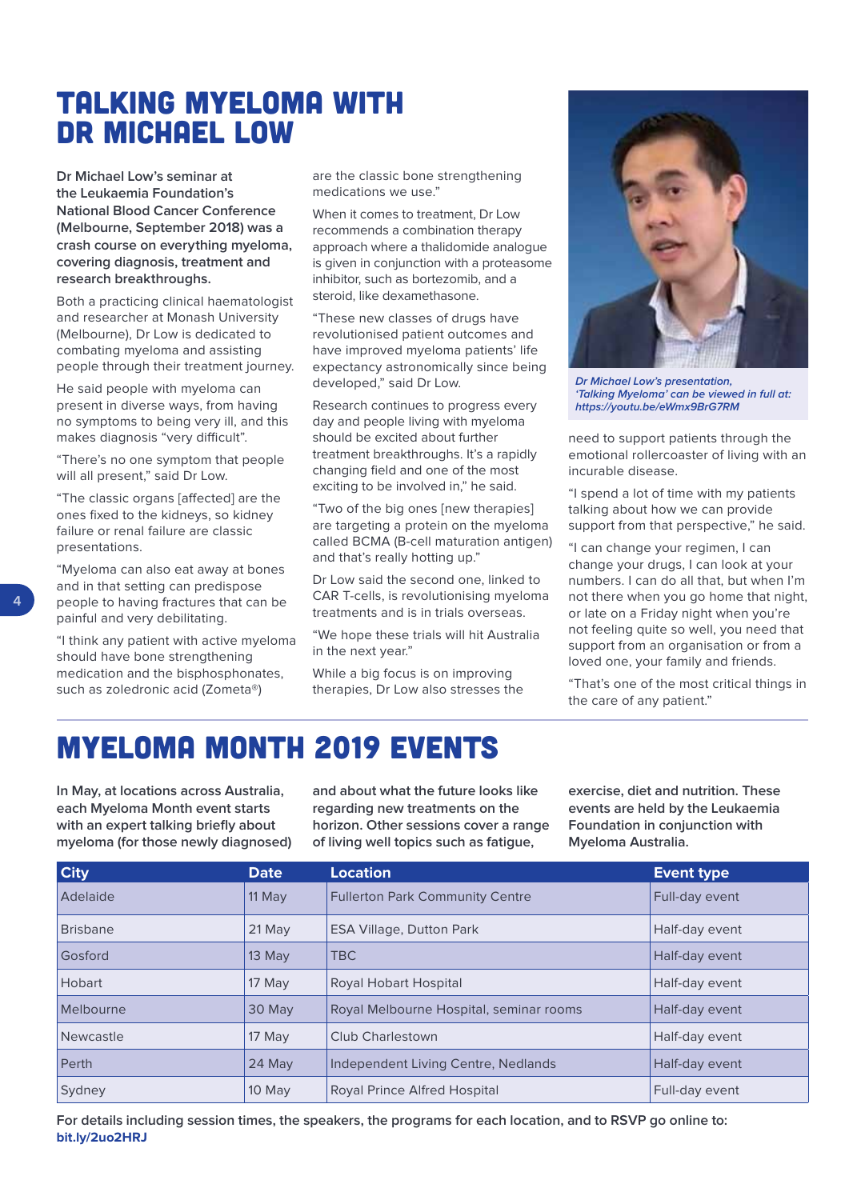# TALKING MYELOMA WITH DR MICHAEL LOW

**Dr Michael Low's seminar at the Leukaemia Foundation's National Blood Cancer Conference (Melbourne, September 2018) was a crash course on everything myeloma, covering diagnosis, treatment and research breakthroughs.**

Both a practicing clinical haematologist and researcher at Monash University (Melbourne), Dr Low is dedicated to combating myeloma and assisting people through their treatment journey.

He said people with myeloma can present in diverse ways, from having no symptoms to being very ill, and this makes diagnosis "very difficult".

"There's no one symptom that people will all present," said Dr Low.

"The classic organs [affected] are the ones fixed to the kidneys, so kidney failure or renal failure are classic presentations.

"Myeloma can also eat away at bones and in that setting can predispose people to having fractures that can be painful and very debilitating.

"I think any patient with active myeloma should have bone strengthening medication and the bisphosphonates, such as zoledronic acid (Zometa®) are the classic bone strengthening medications we use."

When it comes to treatment, Dr Low recommends a combination therapy approach where a thalidomide analogue is given in conjunction with a proteasome inhibitor, such as bortezomib, and a steroid, like dexamethasone.

"These new classes of drugs have revolutionised patient outcomes and have improved myeloma patients' life expectancy astronomically since being developed," said Dr Low.

Research continues to progress every day and people living with myeloma should be excited about further treatment breakthroughs. It's a rapidly changing field and one of the most exciting to be involved in," he said.

"Two of the big ones [new therapies] are targeting a protein on the myeloma called BCMA (B-cell maturation antigen) and that's really hotting up."

Dr Low said the second one, linked to CAR T-cells, is revolutionising myeloma treatments and is in trials overseas.

"We hope these trials will hit Australia in the next year."

While a big focus is on improving therapies, Dr Low also stresses the need to support patients through the emotional rollercoaster of living with an incurable disease.

"I spend a lot of time with my patients talking about how we can provide support from that perspective," he said.

"I can change your regimen, I can change your drugs, I can look at your numbers. I can do all that, but when I'm not there when you go home that night, or late on a Friday night when you're not feeling quite so well, you need that support from an organisation or from a loved one, your family and friends.

"That's one of the most critical things in the care of any patient."

*Dr Michael Low's presentation, 'Talking Myeloma' can be viewed in full at: https://youtu.be/eWmx9BrG7RM*

# MYELOMA MONTH 2019 EVENTS

**In May, at locations across Australia, each Myeloma Month event starts with an expert talking briefly about myeloma (for those newly diagnosed) and about what the future looks like regarding new treatments on the horizon. Other sessions cover a range of living well topics such as fatigue, exercise, diet and nutrition. These events are held by the Leukaemia Foundation in conjunction with Myeloma Australia.**

| City | Date | Location | Event type |
|---|---|---|---|
| Adelaide | 11 May | Fullerton Park Community Centre | Full-day event |
| Brisbane | 21 May | ESA Village, Dutton Park | Half-day event |
| Gosford | 13 May | TBC | Half-day event |
| Hobart | 17 May | Royal Hobart Hospital | Half-day event |
| Melbourne | 30 May | Royal Melbourne Hospital, seminar rooms | Half-day event |
| Newcastle | 17 May | Club Charlestown | Half-day event |
| Perth | 24 May | Independent Living Centre, Nedlands | Half-day event |
| Sydney | 10 May | Royal Prince Alfred Hospital | Full-day event |

**For details including session times, the speakers, the programs for each location, and to RSVP go online to: bit.ly/2uo2HRJ**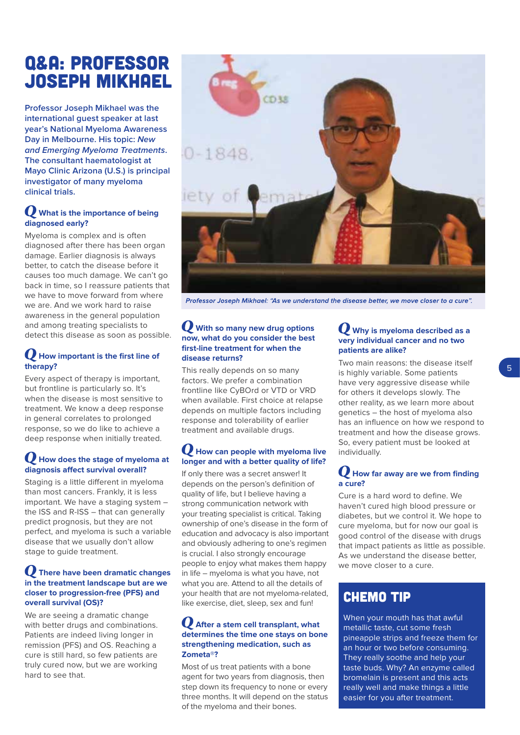# Q&A: PROFESSOR JOSEPH MIKHAEL

**Professor Joseph Mikhael was the international guest speaker at last year's National Myeloma Awareness Day in Melbourne. His topic: *New and Emerging Myeloma Treatments*. The consultant haematologist at Mayo Clinic Arizona (U.S.) is principal investigator of many myeloma clinical trials.**

*Professor Joseph Mikhael: "As we understand the disease better, we move closer to a cure".*

### Q What is the importance of being diagnosed early?

Myeloma is complex and is often diagnosed after there has been organ damage. Earlier diagnosis is always better, to catch the disease before it causes too much damage. We can't go back in time, so I reassure patients that we have to move forward from where we are. And we work hard to raise awareness in the general population and among treating specialists to detect this disease as soon as possible.

### Q How important is the first line of therapy?

Every aspect of therapy is important, but frontline is particularly so. It's when the disease is most sensitive to treatment. We know a deep response in general correlates to prolonged response, so we do like to achieve a deep response when initially treated.

### Q How does the stage of myeloma at diagnosis affect survival overall?

Staging is a little different in myeloma than most cancers. Frankly, it is less important. We have a staging system – the ISS and R-ISS – that can generally predict prognosis, but they are not perfect, and myeloma is such a variable disease that we usually don't allow stage to guide treatment.

### Q There have been dramatic changes in the treatment landscape but are we closer to progression-free (PFS) and overall survival (OS)?

We are seeing a dramatic change with better drugs and combinations. Patients are indeed living longer in remission (PFS) and OS. Reaching a cure is still hard, so few patients are truly cured now, but we are working hard to see that.

### Q With so many new drug options now, what do you consider the best first-line treatment for when the disease returns?

This really depends on so many factors. We prefer a combination frontline like CyBOrd or VTD or VRD when available. First choice at relapse depends on multiple factors including response and tolerability of earlier treatment and available drugs.

### Q How can people with myeloma live longer and with a better quality of life?

If only there was a secret answer! It depends on the person's definition of quality of life, but I believe having a strong communication network with your treating specialist is critical. Taking ownership of one's disease in the form of education and advocacy is also important and obviously adhering to one's regimen is crucial. I also strongly encourage people to enjoy what makes them happy in life – myeloma is what you have, not what you are. Attend to all the details of your health that are not myeloma-related, like exercise, diet, sleep, sex and fun!

### Q After a stem cell transplant, what determines the time one stays on bone strengthening medication, such as Zometa®?

Most of us treat patients with a bone agent for two years from diagnosis, then step down its frequency to none or every three months. It will depend on the status of the myeloma and their bones.

### Q Why is myeloma described as a very individual cancer and no two patients are alike?

Two main reasons: the disease itself is highly variable. Some patients have very aggressive disease while for others it develops slowly. The other reality, as we learn more about genetics – the host of myeloma also has an influence on how we respond to treatment and how the disease grows. So, every patient must be looked at individually.

### Q How far away are we from finding a cure?

Cure is a hard word to define. We haven't cured high blood pressure or diabetes, but we control it. We hope to cure myeloma, but for now our goal is good control of the disease with drugs that impact patients as little as possible. As we understand the disease better, we move closer to a cure.

## CHEMO TIP

When your mouth has that awful metallic taste, cut some fresh pineapple strips and freeze them for an hour or two before consuming. They really soothe and help your taste buds. Why? An enzyme called bromelain is present and this acts really well and make things a little easier for you after treatment.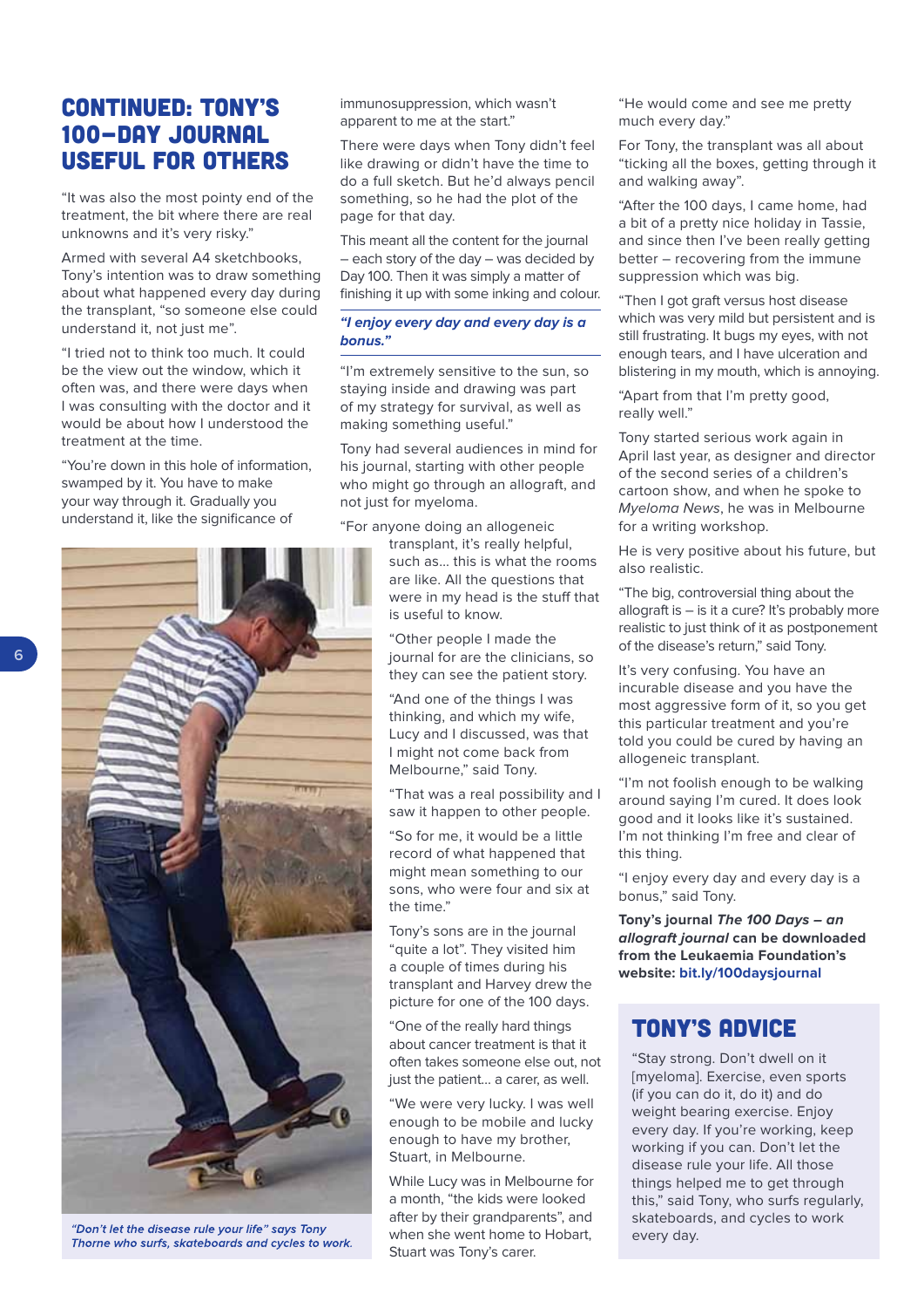# CONTINUED: TONY'S 100-DAY JOURNAL USEFUL FOR OTHERS

"It was also the most pointy end of the treatment, the bit where there are real unknowns and it's very risky."

Armed with several A4 sketchbooks, Tony's intention was to draw something about what happened every day during the transplant, "so someone else could understand it, not just me".

"I tried not to think too much. It could be the view out the window, which it often was, and there were days when I was consulting with the doctor and it would be about how I understood the treatment at the time.

"You're down in this hole of information, swamped by it. You have to make your way through it. Gradually you understand it, like the significance of immunosuppression, which wasn't apparent to me at the start."

There were days when Tony didn't feel like drawing or didn't have the time to do a full sketch. But he'd always pencil something, so he had the plot of the page for that day.

This meant all the content for the journal – each story of the day – was decided by Day 100. Then it was simply a matter of finishing it up with some inking and colour.

> ***"I enjoy every day and every day is a bonus."***

"I'm extremely sensitive to the sun, so staying inside and drawing was part of my strategy for survival, as well as making something useful."

Tony had several audiences in mind for his journal, starting with other people who might go through an allograft, and not just for myeloma.

"For anyone doing an allogeneic transplant, it's really helpful, such as... this is what the rooms are like. All the questions that were in my head is the stuff that is useful to know.

"Other people I made the journal for are the clinicians, so they can see the patient story.

"And one of the things I was thinking, and which my wife, Lucy and I discussed, was that I might not come back from Melbourne," said Tony.

"That was a real possibility and I saw it happen to other people.

"So for me, it would be a little record of what happened that might mean something to our sons, who were four and six at the time."

Tony's sons are in the journal "quite a lot". They visited him a couple of times during his transplant and Harvey drew the picture for one of the 100 days.

"One of the really hard things about cancer treatment is that it often takes someone else out, not just the patient... a carer, as well.

"We were very lucky. I was well enough to be mobile and lucky enough to have my brother, Stuart, in Melbourne.

While Lucy was in Melbourne for a month, "the kids were looked after by their grandparents", and when she went home to Hobart, Stuart was Tony's carer.

"He would come and see me pretty much every day."

*"Don't let the disease rule your life" says Tony Thorne who surfs, skateboards and cycles to work.*

For Tony, the transplant was all about "ticking all the boxes, getting through it and walking away".

"After the 100 days, I came home, had a bit of a pretty nice holiday in Tassie, and since then I've been really getting better – recovering from the immune suppression which was big.

"Then I got graft versus host disease which was very mild but persistent and is still frustrating. It bugs my eyes, with not enough tears, and I have ulceration and blistering in my mouth, which is annoying.

"Apart from that I'm pretty good, really well."

Tony started serious work again in April last year, as designer and director of the second series of a children's cartoon show, and when he spoke to *Myeloma News*, he was in Melbourne for a writing workshop.

He is very positive about his future, but also realistic.

"The big, controversial thing about the allograft is – is it a cure? It's probably more realistic to just think of it as postponement of the disease's return," said Tony.

It's very confusing. You have an incurable disease and you have the most aggressive form of it, so you get this particular treatment and you're told you could be cured by having an allogeneic transplant.

"I'm not foolish enough to be walking around saying I'm cured. It does look good and it looks like it's sustained. I'm not thinking I'm free and clear of this thing.

"I enjoy every day and every day is a bonus," said Tony.

**Tony's journal *The 100 Days – an allograft journal* can be downloaded from the Leukaemia Foundation's website: bit.ly/100daysjournal**

## TONY'S ADVICE

"Stay strong. Don't dwell on it [myeloma]. Exercise, even sports (if you can do it, do it) and do weight bearing exercise. Enjoy every day. If you're working, keep working if you can. Don't let the disease rule your life. All those things helped me to get through this," said Tony, who surfs regularly, skateboards, and cycles to work every day.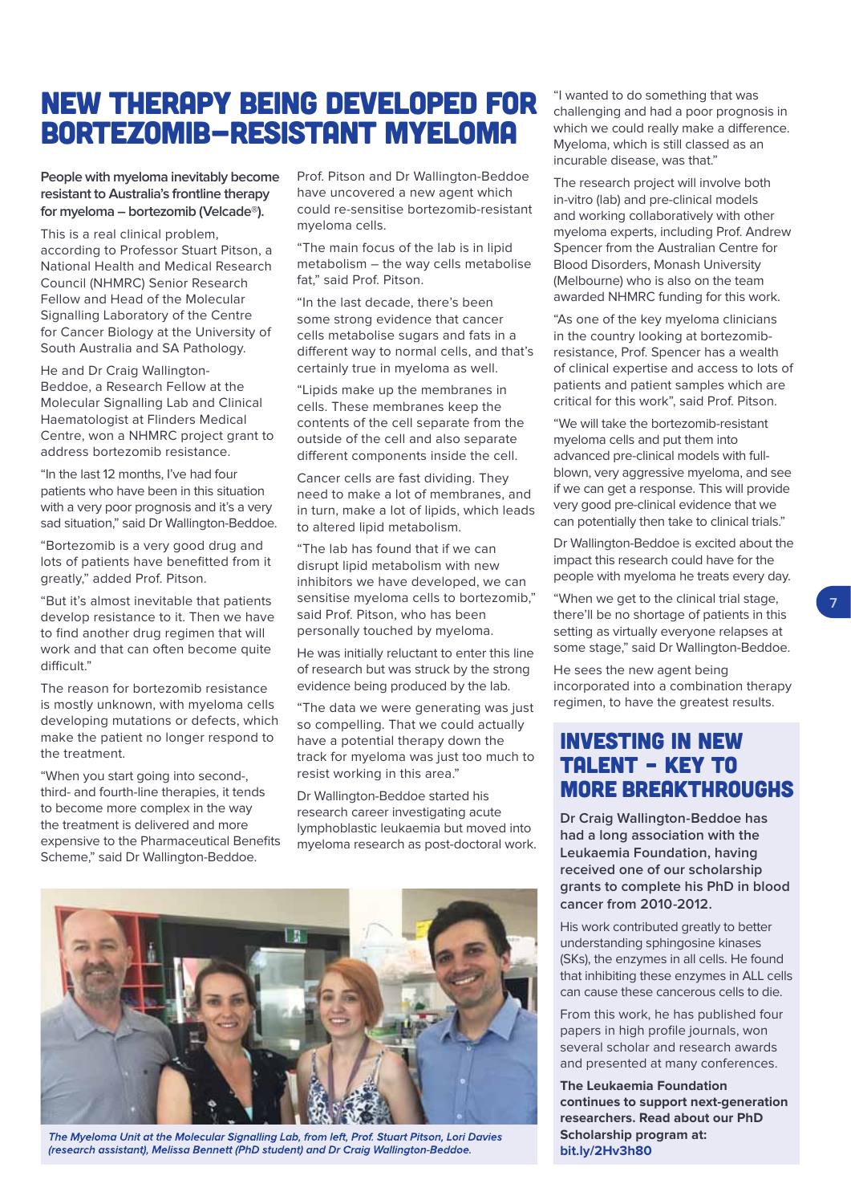# NEW THERAPY BEING DEVELOPED FOR BORTEZOMIB-RESISTANT MYELOMA

**People with myeloma inevitably become resistant to Australia's frontline therapy for myeloma – bortezomib (Velcade®).**

This is a real clinical problem, according to Professor Stuart Pitson, a National Health and Medical Research Council (NHMRC) Senior Research Fellow and Head of the Molecular Signalling Laboratory of the Centre for Cancer Biology at the University of South Australia and SA Pathology.

He and Dr Craig Wallington-Beddoe, a Research Fellow at the Molecular Signalling Lab and Clinical Haematologist at Flinders Medical Centre, won a NHMRC project grant to address bortezomib resistance.

"In the last 12 months, I've had four patients who have been in this situation with a very poor prognosis and it's a very sad situation," said Dr Wallington-Beddoe.

"Bortezomib is a very good drug and lots of patients have benefitted from it greatly," added Prof. Pitson.

"But it's almost inevitable that patients develop resistance to it. Then we have to find another drug regimen that will work and that can often become quite difficult."

The reason for bortezomib resistance is mostly unknown, with myeloma cells developing mutations or defects, which make the patient no longer respond to the treatment.

"When you start going into second-, third- and fourth-line therapies, it tends to become more complex in the way the treatment is delivered and more expensive to the Pharmaceutical Benefits Scheme," said Dr Wallington-Beddoe.

Prof. Pitson and Dr Wallington-Beddoe have uncovered a new agent which could re-sensitise bortezomib-resistant myeloma cells.

"The main focus of the lab is in lipid metabolism – the way cells metabolise fat," said Prof. Pitson.

"In the last decade, there's been some strong evidence that cancer cells metabolise sugars and fats in a different way to normal cells, and that's certainly true in myeloma as well.

"Lipids make up the membranes in cells. These membranes keep the contents of the cell separate from the outside of the cell and also separate different components inside the cell.

Cancer cells are fast dividing. They need to make a lot of membranes, and in turn, make a lot of lipids, which leads to altered lipid metabolism.

"The lab has found that if we can disrupt lipid metabolism with new inhibitors we have developed, we can sensitise myeloma cells to bortezomib," said Prof. Pitson, who has been personally touched by myeloma.

He was initially reluctant to enter this line of research but was struck by the strong evidence being produced by the lab.

"The data we were generating was just so compelling. That we could actually have a potential therapy down the track for myeloma was just too much to resist working in this area."

Dr Wallington-Beddoe started his research career investigating acute lymphoblastic leukaemia but moved into myeloma research as post-doctoral work.

*The Myeloma Unit at the Molecular Signalling Lab, from left, Prof. Stuart Pitson, Lori Davies (research assistant), Melissa Bennett (PhD student) and Dr Craig Wallington-Beddoe.*

"I wanted to do something that was challenging and had a poor prognosis in which we could really make a difference. Myeloma, which is still classed as an incurable disease, was that."

The research project will involve both in-vitro (lab) and pre-clinical models and working collaboratively with other myeloma experts, including Prof. Andrew Spencer from the Australian Centre for Blood Disorders, Monash University (Melbourne) who is also on the team awarded NHMRC funding for this work.

"As one of the key myeloma clinicians in the country looking at bortezomib-resistance, Prof. Spencer has a wealth of clinical expertise and access to lots of patients and patient samples which are critical for this work", said Prof. Pitson.

"We will take the bortezomib-resistant myeloma cells and put them into advanced pre-clinical models with full-blown, very aggressive myeloma, and see if we can get a response. This will provide very good pre-clinical evidence that we can potentially then take to clinical trials."

Dr Wallington-Beddoe is excited about the impact this research could have for the people with myeloma he treats every day.

"When we get to the clinical trial stage, there'll be no shortage of patients in this setting as virtually everyone relapses at some stage," said Dr Wallington-Beddoe.

He sees the new agent being incorporated into a combination therapy regimen, to have the greatest results.

## INVESTING IN NEW TALENT – KEY TO MORE BREAKTHROUGHS

**Dr Craig Wallington-Beddoe has had a long association with the Leukaemia Foundation, having received one of our scholarship grants to complete his PhD in blood cancer from 2010-2012.**

His work contributed greatly to better understanding sphingosine kinases (SKs), the enzymes in all cells. He found that inhibiting these enzymes in ALL cells can cause these cancerous cells to die.

From this work, he has published four papers in high profile journals, won several scholar and research awards and presented at many conferences.

**The Leukaemia Foundation continues to support next-generation researchers. Read about our PhD Scholarship program at: bit.ly/2Hv3h80**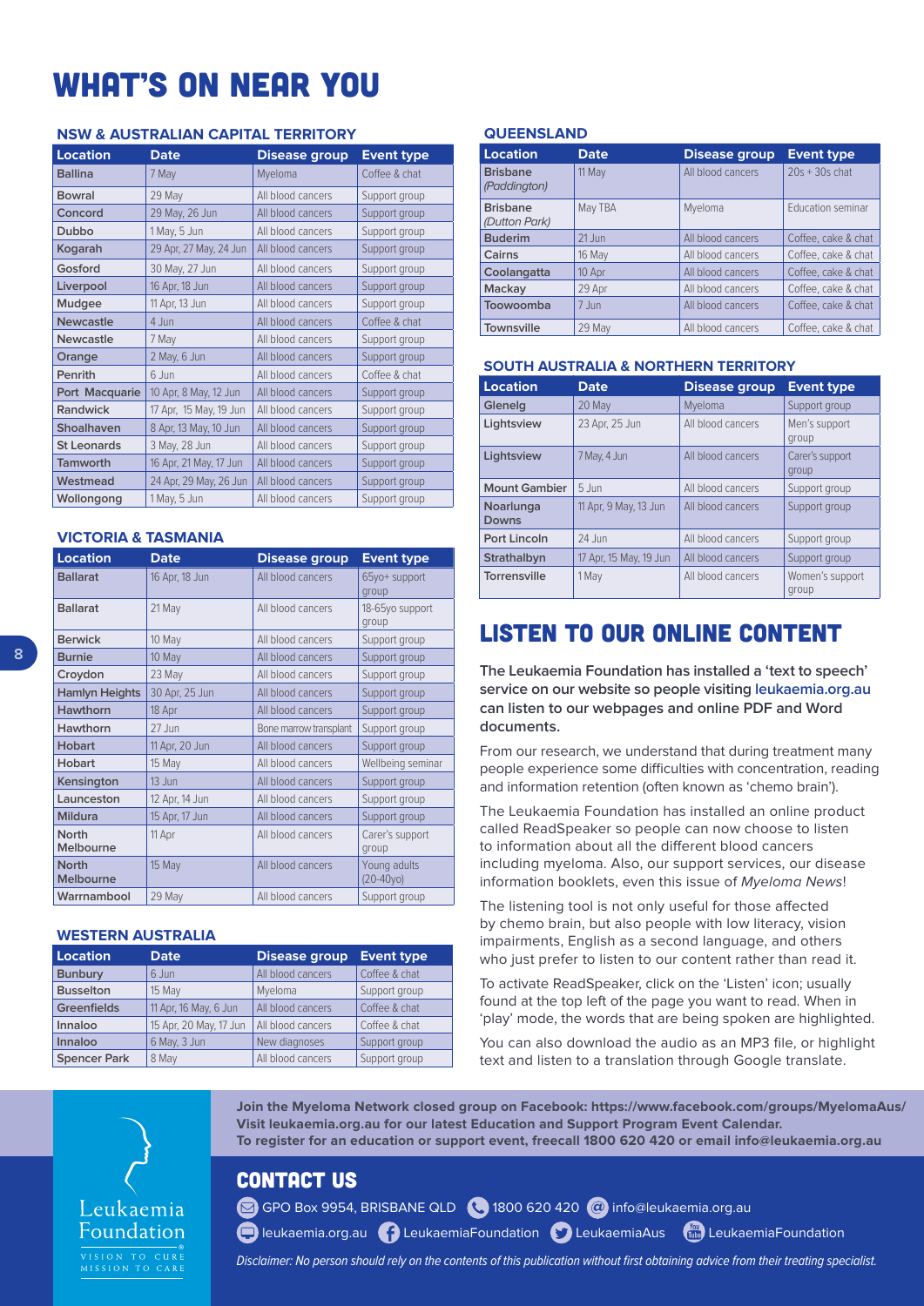# WHAT'S ON NEAR YOU

### NSW & AUSTRALIAN CAPITAL TERRITORY

| Location | Date | Disease group | Event type |
|---|---|---|---|
| Ballina | 7 May | Myeloma | Coffee & chat |
| Bowral | 29 May | All blood cancers | Support group |
| Concord | 29 May, 26 Jun | All blood cancers | Support group |
| Dubbo | 1 May, 5 Jun | All blood cancers | Support group |
| Kogarah | 29 Apr, 27 May, 24 Jun | All blood cancers | Support group |
| Gosford | 30 May, 27 Jun | All blood cancers | Support group |
| Liverpool | 16 Apr, 18 Jun | All blood cancers | Support group |
| Mudgee | 11 Apr, 13 Jun | All blood cancers | Support group |
| Newcastle | 4 Jun | All blood cancers | Coffee & chat |
| Newcastle | 7 May | All blood cancers | Support group |
| Orange | 2 May, 6 Jun | All blood cancers | Support group |
| Penrith | 6 Jun | All blood cancers | Coffee & chat |
| Port Macquarie | 10 Apr, 8 May, 12 Jun | All blood cancers | Support group |
| Randwick | 17 Apr, 15 May, 19 Jun | All blood cancers | Support group |
| Shoalhaven | 8 Apr, 13 May, 10 Jun | All blood cancers | Support group |
| St Leonards | 3 May, 28 Jun | All blood cancers | Support group |
| Tamworth | 16 Apr, 21 May, 17 Jun | All blood cancers | Support group |
| Westmead | 24 Apr, 29 May, 26 Jun | All blood cancers | Support group |
| Wollongong | 1 May, 5 Jun | All blood cancers | Support group |

### VICTORIA & TASMANIA

| Location | Date | Disease group | Event type |
|---|---|---|---|
| Ballarat | 16 Apr, 18 Jun | All blood cancers | 65yo+ support group |
| Ballarat | 21 May | All blood cancers | 18-65yo support group |
| Berwick | 10 May | All blood cancers | Support group |
| Burnie | 10 May | All blood cancers | Support group |
| Croydon | 23 May | All blood cancers | Support group |
| Hamlyn Heights | 30 Apr, 25 Jun | All blood cancers | Support group |
| Hawthorn | 18 Apr | All blood cancers | Support group |
| Hawthorn | 27 Jun | Bone marrow transplant | Support group |
| Hobart | 11 Apr, 20 Jun | All blood cancers | Support group |
| Hobart | 15 May | All blood cancers | Wellbeing seminar |
| Kensington | 13 Jun | All blood cancers | Support group |
| Launceston | 12 Apr, 14 Jun | All blood cancers | Support group |
| Mildura | 15 Apr, 17 Jun | All blood cancers | Support group |
| North Melbourne | 11 Apr | All blood cancers | Carer's support group |
| North Melbourne | 15 May | All blood cancers | Young adults (20-40yo) |
| Warrnambool | 29 May | All blood cancers | Support group |

### WESTERN AUSTRALIA

| Location | Date | Disease group | Event type |
|---|---|---|---|
| Bunbury | 6 Jun | All blood cancers | Coffee & chat |
| Busselton | 15 May | Myeloma | Support group |
| Greenfields | 11 Apr, 16 May, 6 Jun | All blood cancers | Coffee & chat |
| Innaloo | 15 Apr, 20 May, 17 Jun | All blood cancers | Coffee & chat |
| Innaloo | 6 May, 3 Jun | New diagnoses | Support group |
| Spencer Park | 8 May | All blood cancers | Support group |

### QUEENSLAND

| Location | Date | Disease group | Event type |
|---|---|---|---|
| Brisbane *(Paddington)* | 11 May | All blood cancers | 20s + 30s chat |
| Brisbane *(Dutton Park)* | May TBA | Myeloma | Education seminar |
| Buderim | 21 Jun | All blood cancers | Coffee, cake & chat |
| Cairns | 16 May | All blood cancers | Coffee, cake & chat |
| Coolangatta | 10 Apr | All blood cancers | Coffee, cake & chat |
| Mackay | 29 Apr | All blood cancers | Coffee, cake & chat |
| Toowoomba | 7 Jun | All blood cancers | Coffee, cake & chat |
| Townsville | 29 May | All blood cancers | Coffee, cake & chat |

### SOUTH AUSTRALIA & NORTHERN TERRITORY

| Location | Date | Disease group | Event type |
|---|---|---|---|
| Glenelg | 20 May | Myeloma | Support group |
| Lightsview | 23 Apr, 25 Jun | All blood cancers | Men's support group |
| Lightsview | 7 May, 4 Jun | All blood cancers | Carer's support group |
| Mount Gambier | 5 Jun | All blood cancers | Support group |
| Noarlunga Downs | 11 Apr, 9 May, 13 Jun | All blood cancers | Support group |
| Port Lincoln | 24 Jun | All blood cancers | Support group |
| Strathalbyn | 17 Apr, 15 May, 19 Jun | All blood cancers | Support group |
| Torrensville | 1 May | All blood cancers | Women's support group |

# LISTEN TO OUR ONLINE CONTENT

**The Leukaemia Foundation has installed a 'text to speech' service on our website so people visiting leukaemia.org.au can listen to our webpages and online PDF and Word documents.**

From our research, we understand that during treatment many people experience some difficulties with concentration, reading and information retention (often known as 'chemo brain').

The Leukaemia Foundation has installed an online product called ReadSpeaker so people can now choose to listen to information about all the different blood cancers including myeloma. Also, our support services, our disease information booklets, even this issue of *Myeloma News*!

The listening tool is not only useful for those affected by chemo brain, but also people with low literacy, vision impairments, English as a second language, and others who just prefer to listen to our content rather than read it.

To activate ReadSpeaker, click on the 'Listen' icon; usually found at the top left of the page you want to read. When in 'play' mode, the words that are being spoken are highlighted.

You can also download the audio as an MP3 file, or highlight text and listen to a translation through Google translate.

**Join the Myeloma Network closed group on Facebook: https://www.facebook.com/groups/MyelomaAus/**
**Visit leukaemia.org.au for our latest Education and Support Program Event Calendar.**
**To register for an education or support event, freecall 1800 620 420 or email info@leukaemia.org.au**

Leukaemia Foundation
VISION TO CURE
MISSION TO CARE

## CONTACT US

GPO Box 9954, BRISBANE QLD | 1800 620 420 | info@leukaemia.org.au

leukaemia.org.au | LeukaemiaFoundation | LeukaemiaAus | LeukaemiaFoundation

*Disclaimer: No person should rely on the contents of this publication without first obtaining advice from their treating specialist.*